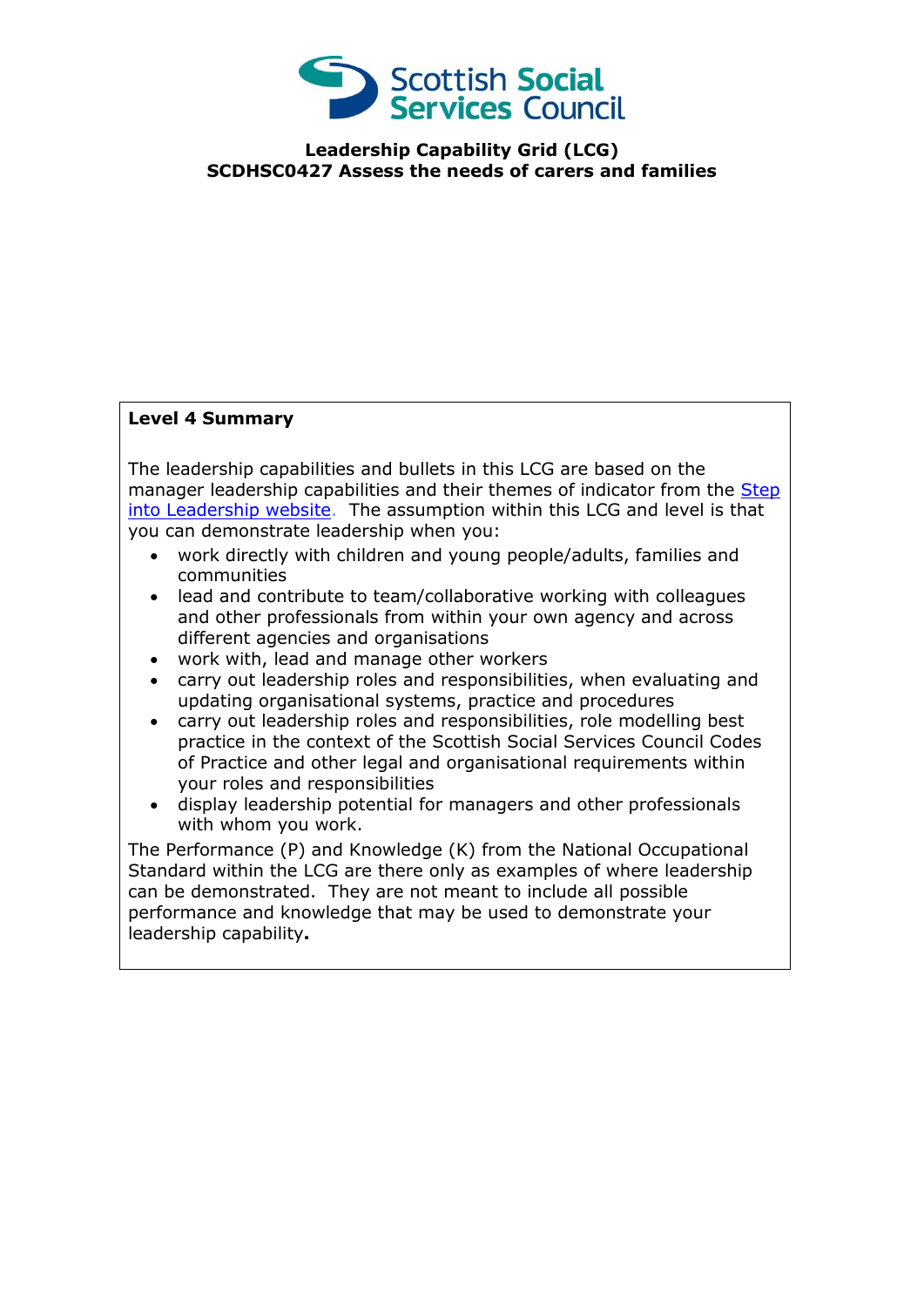**Leadership Capability Grid (LCG)**
**SCDHSC0427 Assess the needs of carers and families**

**Level 4 Summary**

The leadership capabilities and bullets in this LCG are based on the manager leadership capabilities and their themes of indicator from the [Step into Leadership website](). The assumption within this LCG and level is that you can demonstrate leadership when you:

- work directly with children and young people/adults, families and communities
- lead and contribute to team/collaborative working with colleagues and other professionals from within your own agency and across different agencies and organisations
- work with, lead and manage other workers
- carry out leadership roles and responsibilities, when evaluating and updating organisational systems, practice and procedures
- carry out leadership roles and responsibilities, role modelling best practice in the context of the Scottish Social Services Council Codes of Practice and other legal and organisational requirements within your roles and responsibilities
- display leadership potential for managers and other professionals with whom you work.

The Performance (P) and Knowledge (K) from the National Occupational Standard within the LCG are there only as examples of where leadership can be demonstrated. They are not meant to include all possible performance and knowledge that may be used to demonstrate your leadership capability**.**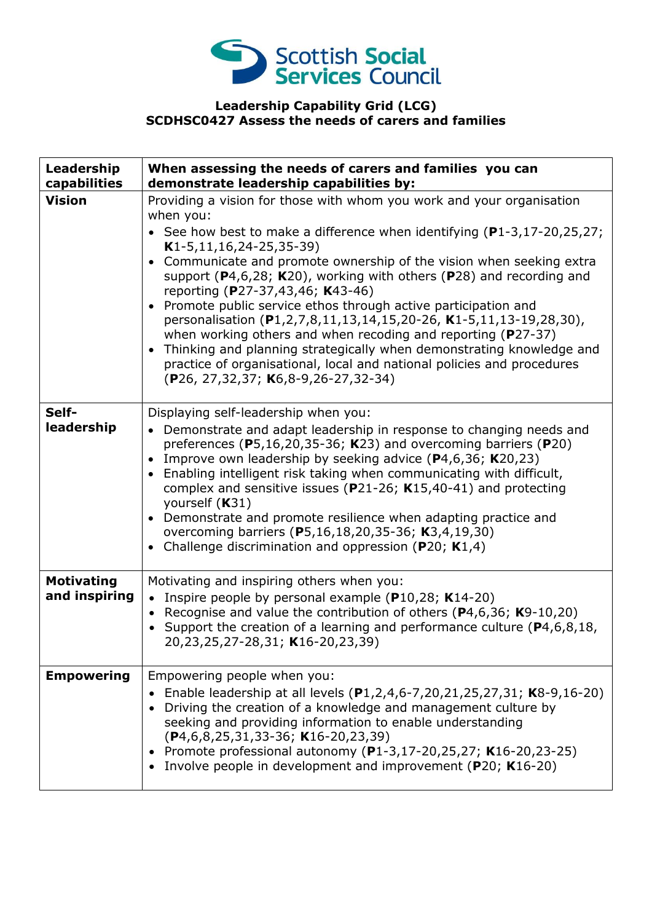**Leadership Capability Grid (LCG)**
**SCDHSC0427 Assess the needs of carers and families**

| Leadership capabilities | When assessing the needs of carers and families you can demonstrate leadership capabilities by: |
|---|---|
| **Vision** | Providing a vision for those with whom you work and your organisation when you:<br>• See how best to make a difference when identifying (**P**1-3,17-20,25,27; **K**1-5,11,16,24-25,35-39)<br>• Communicate and promote ownership of the vision when seeking extra support (**P**4,6,28; **K**20), working with others (**P**28) and recording and reporting (**P**27-37,43,46; **K**43-46)<br>• Promote public service ethos through active participation and personalisation (**P**1,2,7,8,11,13,14,15,20-26, **K**1-5,11,13-19,28,30), when working others and when recoding and reporting (**P**27-37)<br>• Thinking and planning strategically when demonstrating knowledge and practice of organisational, local and national policies and procedures (**P**26, 27,32,37; **K**6,8-9,26-27,32-34) |
| **Self-leadership** | Displaying self-leadership when you:<br>• Demonstrate and adapt leadership in response to changing needs and preferences (**P**5,16,20,35-36; **K**23) and overcoming barriers (**P**20)<br>• Improve own leadership by seeking advice (**P**4,6,36; **K**20,23)<br>• Enabling intelligent risk taking when communicating with difficult, complex and sensitive issues (**P**21-26; **K**15,40-41) and protecting yourself (**K**31)<br>• Demonstrate and promote resilience when adapting practice and overcoming barriers (**P**5,16,18,20,35-36; **K**3,4,19,30)<br>• Challenge discrimination and oppression (**P**20; **K**1,4) |
| **Motivating and inspiring** | Motivating and inspiring others when you:<br>• Inspire people by personal example (**P**10,28; **K**14-20)<br>• Recognise and value the contribution of others (**P**4,6,36; **K**9-10,20)<br>• Support the creation of a learning and performance culture (**P**4,6,8,18, 20,23,25,27-28,31; **K**16-20,23,39) |
| **Empowering** | Empowering people when you:<br>• Enable leadership at all levels (**P**1,2,4,6-7,20,21,25,27,31; **K**8-9,16-20)<br>• Driving the creation of a knowledge and management culture by seeking and providing information to enable understanding (**P**4,6,8,25,31,33-36; **K**16-20,23,39)<br>• Promote professional autonomy (**P**1-3,17-20,25,27; **K**16-20,23-25)<br>• Involve people in development and improvement (**P**20; **K**16-20) |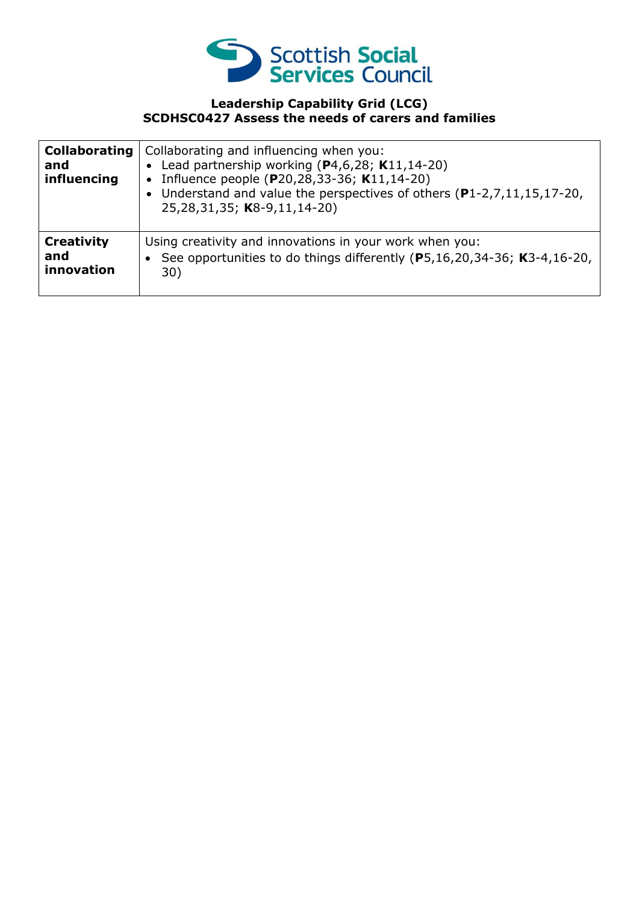**Leadership Capability Grid (LCG)**
**SCDHSC0427 Assess the needs of carers and families**

| | |
|---|---|
| **Collaborating and influencing** | Collaborating and influencing when you:<br>• Lead partnership working (**P**4,6,28; **K**11,14-20)<br>• Influence people (**P**20,28,33-36; **K**11,14-20)<br>• Understand and value the perspectives of others (**P**1-2,7,11,15,17-20, 25,28,31,35; **K**8-9,11,14-20) |
| **Creativity and innovation** | Using creativity and innovations in your work when you:<br>• See opportunities to do things differently (**P**5,16,20,34-36; **K**3-4,16-20, 30) |